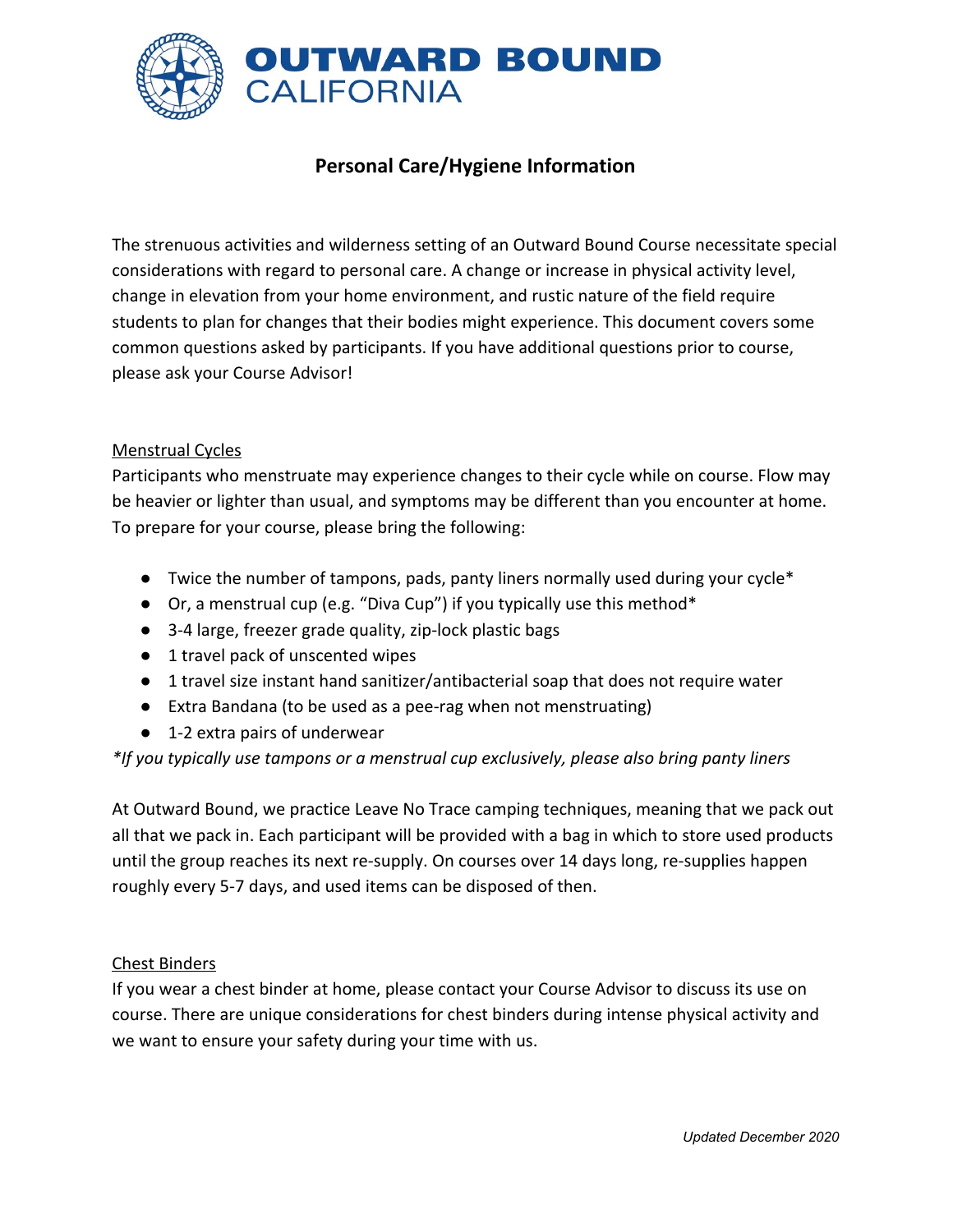# OUTWARD BOUND CALIFORNIA

## Personal Care/Hygiene Information

The strenuous activities and wilderness setting of an Outward Bound Course necessitate special considerations with regard to personal care. A change or increase in physical activity level, change in elevation from your home environment, and rustic nature of the field require students to plan for changes that their bodies might experience. This document covers some common questions asked by participants. If you have additional questions prior to course, please ask your Course Advisor!

### Menstrual Cycles

Participants who menstruate may experience changes to their cycle while on course. Flow may be heavier or lighter than usual, and symptoms may be different than you encounter at home. To prepare for your course, please bring the following:

- Twice the number of tampons, pads, panty liners normally used during your cycle*
- Or, a menstrual cup (e.g. "Diva Cup") if you typically use this method*
- 3-4 large, freezer grade quality, zip-lock plastic bags
- 1 travel pack of unscented wipes
- 1 travel size instant hand sanitizer/antibacterial soap that does not require water
- Extra Bandana (to be used as a pee-rag when not menstruating)
- 1-2 extra pairs of underwear

*\*If you typically use tampons or a menstrual cup exclusively, please also bring panty liners*

At Outward Bound, we practice Leave No Trace camping techniques, meaning that we pack out all that we pack in. Each participant will be provided with a bag in which to store used products until the group reaches its next re-supply. On courses over 14 days long, re-supplies happen roughly every 5-7 days, and used items can be disposed of then.

### Chest Binders

If you wear a chest binder at home, please contact your Course Advisor to discuss its use on course. There are unique considerations for chest binders during intense physical activity and we want to ensure your safety during your time with us.

*Updated December 2020*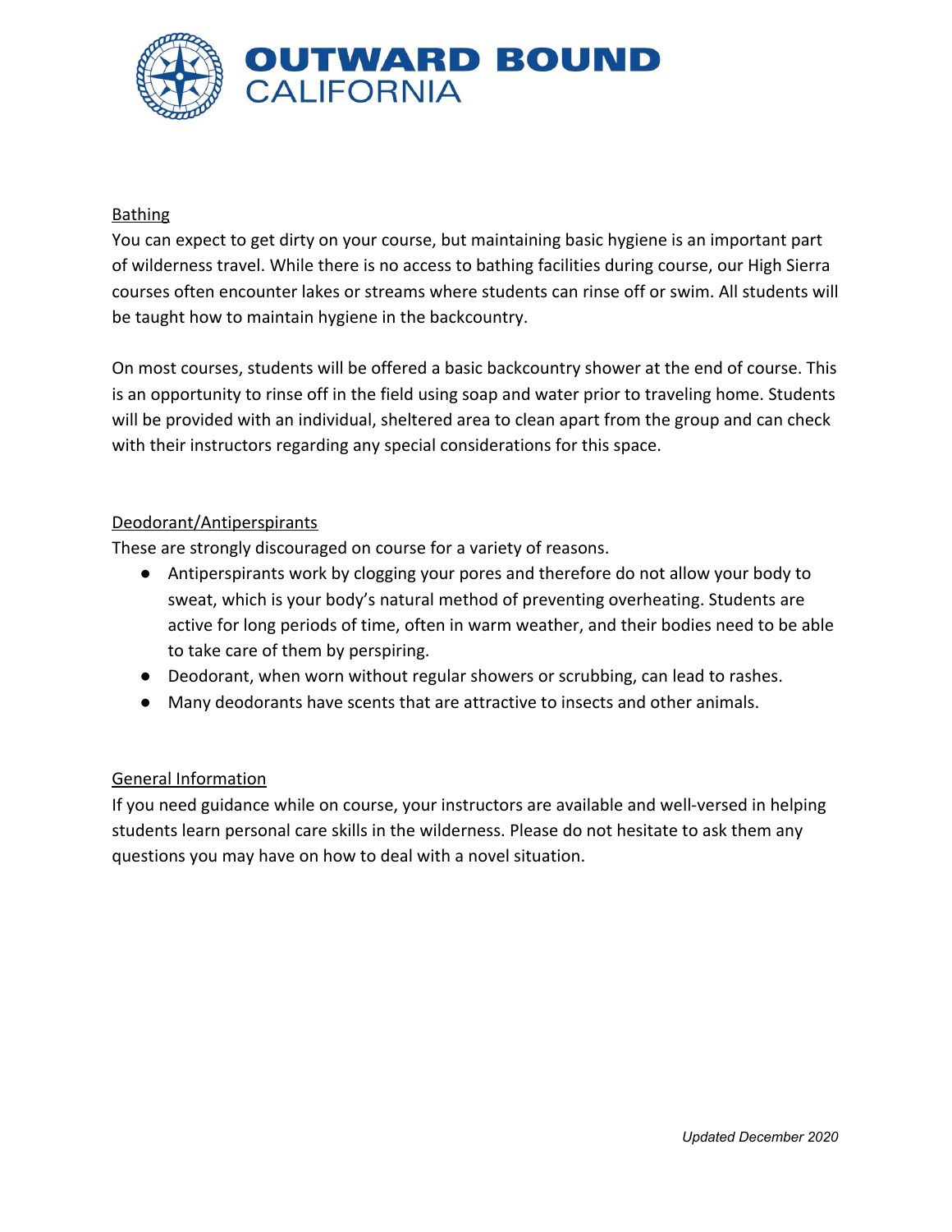## Bathing

You can expect to get dirty on your course, but maintaining basic hygiene is an important part of wilderness travel. While there is no access to bathing facilities during course, our High Sierra courses often encounter lakes or streams where students can rinse off or swim. All students will be taught how to maintain hygiene in the backcountry.

On most courses, students will be offered a basic backcountry shower at the end of course. This is an opportunity to rinse off in the field using soap and water prior to traveling home. Students will be provided with an individual, sheltered area to clean apart from the group and can check with their instructors regarding any special considerations for this space.

## Deodorant/Antiperspirants

These are strongly discouraged on course for a variety of reasons.

- Antiperspirants work by clogging your pores and therefore do not allow your body to sweat, which is your body's natural method of preventing overheating. Students are active for long periods of time, often in warm weather, and their bodies need to be able to take care of them by perspiring.
- Deodorant, when worn without regular showers or scrubbing, can lead to rashes.
- Many deodorants have scents that are attractive to insects and other animals.

## General Information

If you need guidance while on course, your instructors are available and well-versed in helping students learn personal care skills in the wilderness. Please do not hesitate to ask them any questions you may have on how to deal with a novel situation.